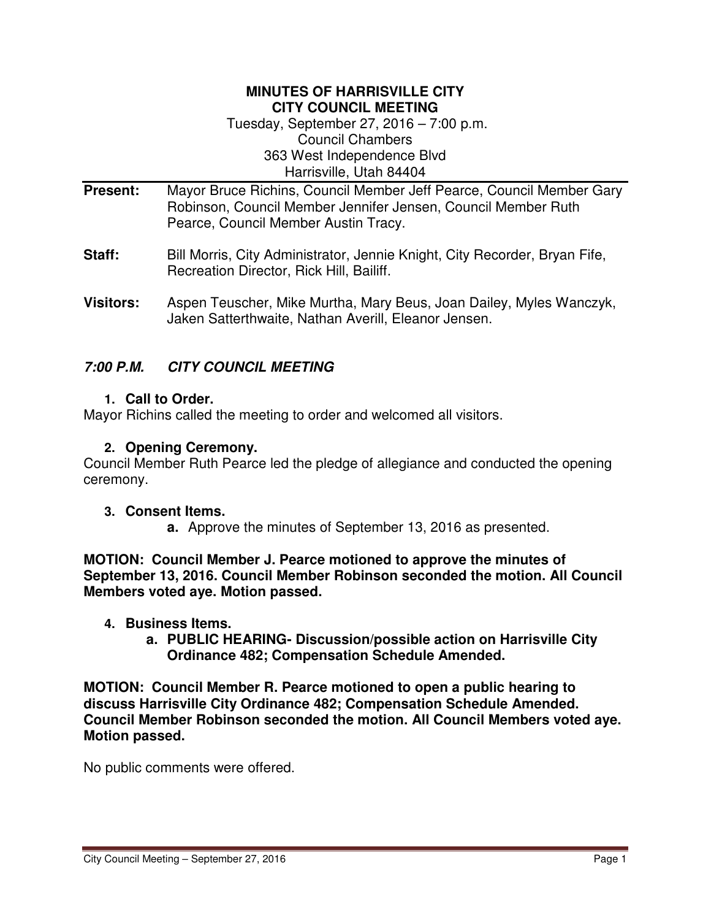**MINUTES OF HARRISVILLE CITY**
**CITY COUNCIL MEETING**
Tuesday, September 27, 2016 – 7:00 p.m.
Council Chambers
363 West Independence Blvd
Harrisville, Utah 84404

**Present:** Mayor Bruce Richins, Council Member Jeff Pearce, Council Member Gary Robinson, Council Member Jennifer Jensen, Council Member Ruth Pearce, Council Member Austin Tracy.

**Staff:** Bill Morris, City Administrator, Jennie Knight, City Recorder, Bryan Fife, Recreation Director, Rick Hill, Bailiff.

**Visitors:** Aspen Teuscher, Mike Murtha, Mary Beus, Joan Dailey, Myles Wanczyk, Jaken Satterthwaite, Nathan Averill, Eleanor Jensen.

***7:00 P.M. CITY COUNCIL MEETING***

1. **Call to Order.**

Mayor Richins called the meeting to order and welcomed all visitors.

2. **Opening Ceremony.**

Council Member Ruth Pearce led the pledge of allegiance and conducted the opening ceremony.

3. **Consent Items.**
   a. Approve the minutes of September 13, 2016 as presented.

**MOTION: Council Member J. Pearce motioned to approve the minutes of September 13, 2016. Council Member Robinson seconded the motion. All Council Members voted aye. Motion passed.**

4. **Business Items.**
   a. **PUBLIC HEARING- Discussion/possible action on Harrisville City Ordinance 482; Compensation Schedule Amended.**

**MOTION: Council Member R. Pearce motioned to open a public hearing to discuss Harrisville City Ordinance 482; Compensation Schedule Amended. Council Member Robinson seconded the motion. All Council Members voted aye. Motion passed.**

No public comments were offered.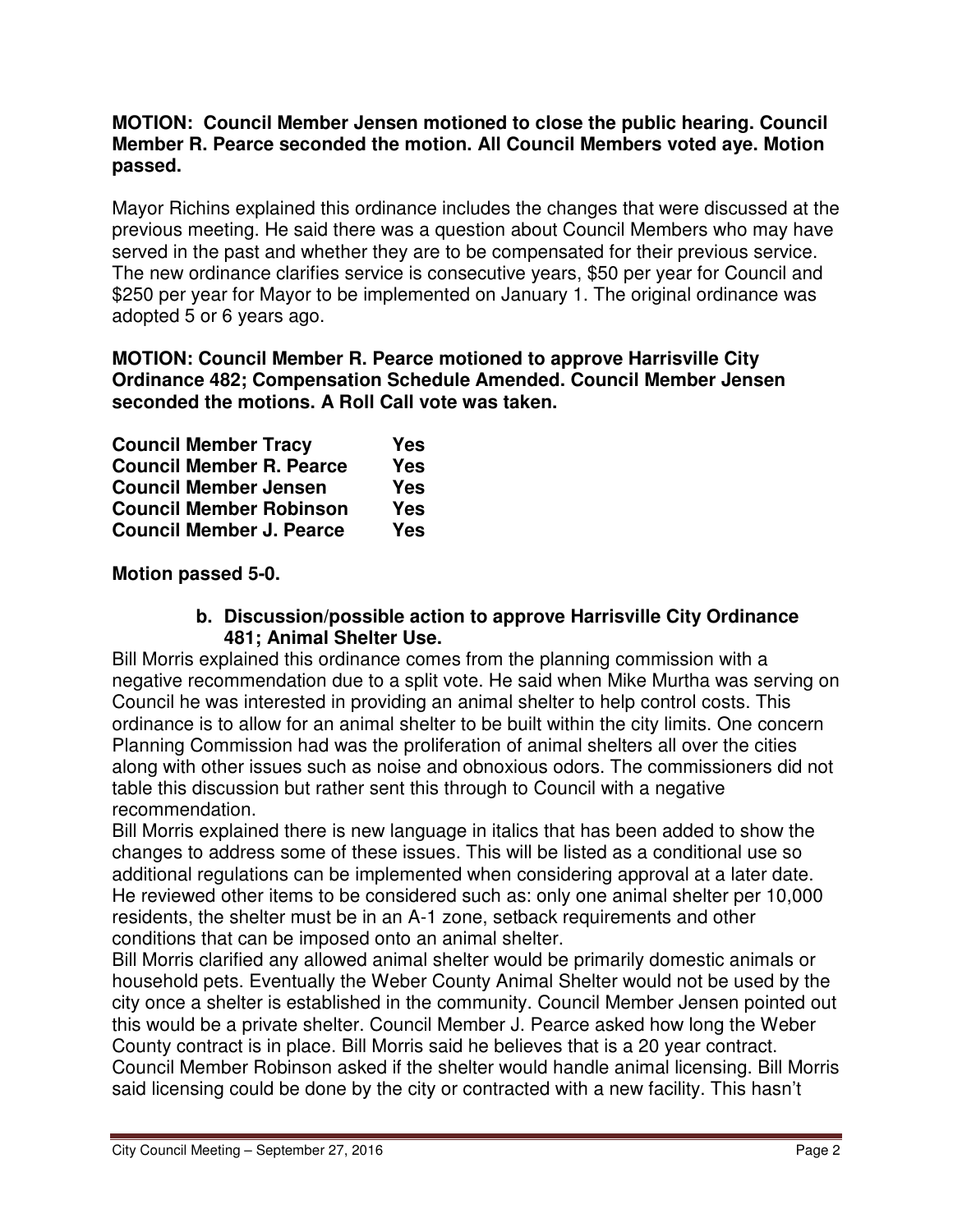**MOTION: Council Member Jensen motioned to close the public hearing. Council Member R. Pearce seconded the motion. All Council Members voted aye. Motion passed.**

Mayor Richins explained this ordinance includes the changes that were discussed at the previous meeting. He said there was a question about Council Members who may have served in the past and whether they are to be compensated for their previous service. The new ordinance clarifies service is consecutive years, $50 per year for Council and $250 per year for Mayor to be implemented on January 1. The original ordinance was adopted 5 or 6 years ago.

**MOTION: Council Member R. Pearce motioned to approve Harrisville City Ordinance 482; Compensation Schedule Amended. Council Member Jensen seconded the motions. A Roll Call vote was taken.**

| | |
|---|---|
| **Council Member Tracy** | **Yes** |
| **Council Member R. Pearce** | **Yes** |
| **Council Member Jensen** | **Yes** |
| **Council Member Robinson** | **Yes** |
| **Council Member J. Pearce** | **Yes** |

**Motion passed 5-0.**

**b. Discussion/possible action to approve Harrisville City Ordinance 481; Animal Shelter Use.**

Bill Morris explained this ordinance comes from the planning commission with a negative recommendation due to a split vote. He said when Mike Murtha was serving on Council he was interested in providing an animal shelter to help control costs. This ordinance is to allow for an animal shelter to be built within the city limits. One concern Planning Commission had was the proliferation of animal shelters all over the cities along with other issues such as noise and obnoxious odors. The commissioners did not table this discussion but rather sent this through to Council with a negative recommendation.

Bill Morris explained there is new language in italics that has been added to show the changes to address some of these issues. This will be listed as a conditional use so additional regulations can be implemented when considering approval at a later date. He reviewed other items to be considered such as: only one animal shelter per 10,000 residents, the shelter must be in an A-1 zone, setback requirements and other conditions that can be imposed onto an animal shelter.

Bill Morris clarified any allowed animal shelter would be primarily domestic animals or household pets. Eventually the Weber County Animal Shelter would not be used by the city once a shelter is established in the community. Council Member Jensen pointed out this would be a private shelter. Council Member J. Pearce asked how long the Weber County contract is in place. Bill Morris said he believes that is a 20 year contract. Council Member Robinson asked if the shelter would handle animal licensing. Bill Morris said licensing could be done by the city or contracted with a new facility. This hasn't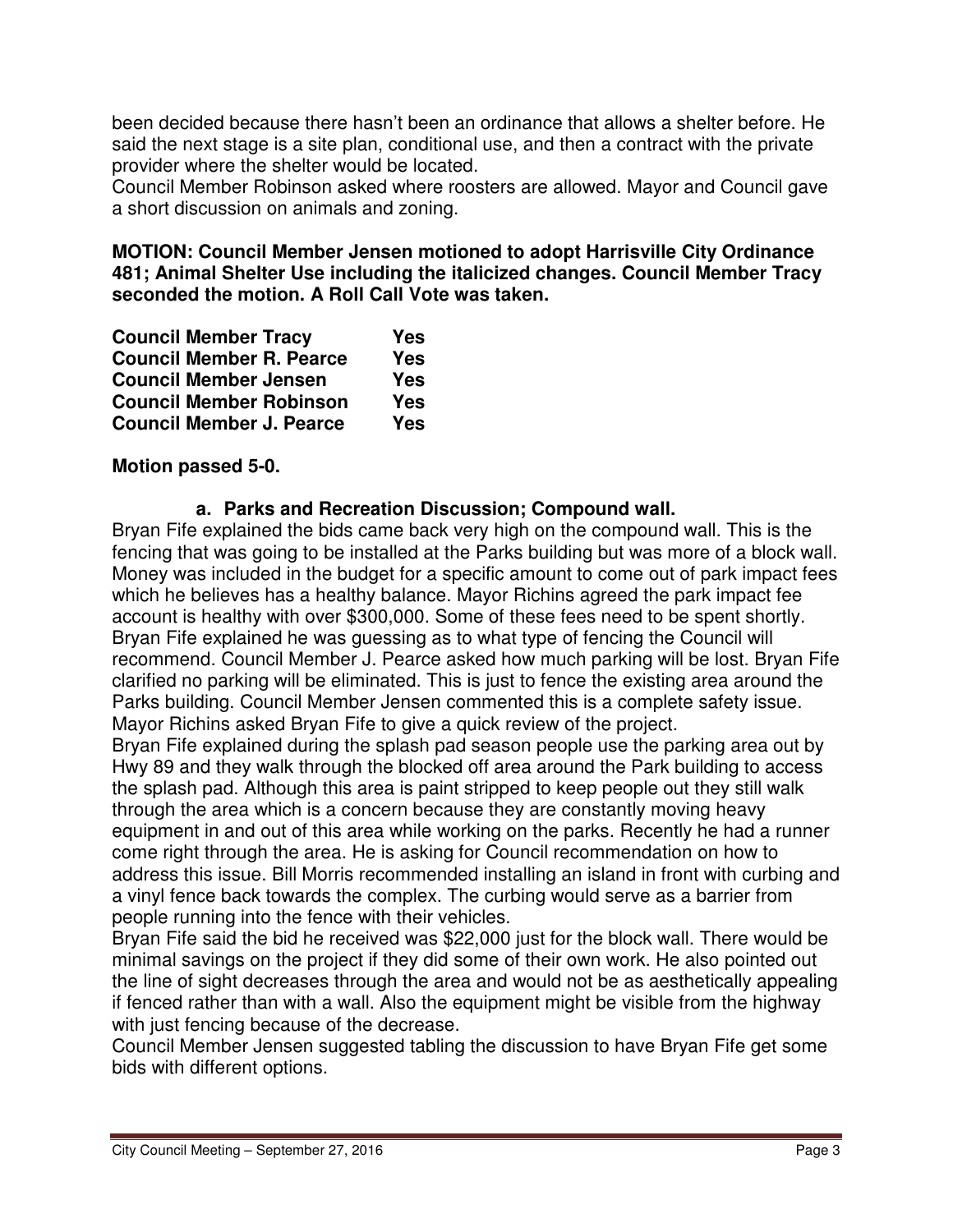been decided because there hasn't been an ordinance that allows a shelter before. He said the next stage is a site plan, conditional use, and then a contract with the private provider where the shelter would be located.

Council Member Robinson asked where roosters are allowed. Mayor and Council gave a short discussion on animals and zoning.

**MOTION: Council Member Jensen motioned to adopt Harrisville City Ordinance 481; Animal Shelter Use including the italicized changes. Council Member Tracy seconded the motion. A Roll Call Vote was taken.**

| | |
|---|---|
| **Council Member Tracy** | **Yes** |
| **Council Member R. Pearce** | **Yes** |
| **Council Member Jensen** | **Yes** |
| **Council Member Robinson** | **Yes** |
| **Council Member J. Pearce** | **Yes** |

**Motion passed 5-0.**

**a. Parks and Recreation Discussion; Compound wall.**

Bryan Fife explained the bids came back very high on the compound wall. This is the fencing that was going to be installed at the Parks building but was more of a block wall. Money was included in the budget for a specific amount to come out of park impact fees which he believes has a healthy balance. Mayor Richins agreed the park impact fee account is healthy with over $300,000. Some of these fees need to be spent shortly. Bryan Fife explained he was guessing as to what type of fencing the Council will recommend. Council Member J. Pearce asked how much parking will be lost. Bryan Fife clarified no parking will be eliminated. This is just to fence the existing area around the Parks building. Council Member Jensen commented this is a complete safety issue. Mayor Richins asked Bryan Fife to give a quick review of the project.

Bryan Fife explained during the splash pad season people use the parking area out by Hwy 89 and they walk through the blocked off area around the Park building to access the splash pad. Although this area is paint stripped to keep people out they still walk through the area which is a concern because they are constantly moving heavy equipment in and out of this area while working on the parks. Recently he had a runner come right through the area. He is asking for Council recommendation on how to address this issue. Bill Morris recommended installing an island in front with curbing and a vinyl fence back towards the complex. The curbing would serve as a barrier from people running into the fence with their vehicles.

Bryan Fife said the bid he received was $22,000 just for the block wall. There would be minimal savings on the project if they did some of their own work. He also pointed out the line of sight decreases through the area and would not be as aesthetically appealing if fenced rather than with a wall. Also the equipment might be visible from the highway with just fencing because of the decrease.

Council Member Jensen suggested tabling the discussion to have Bryan Fife get some bids with different options.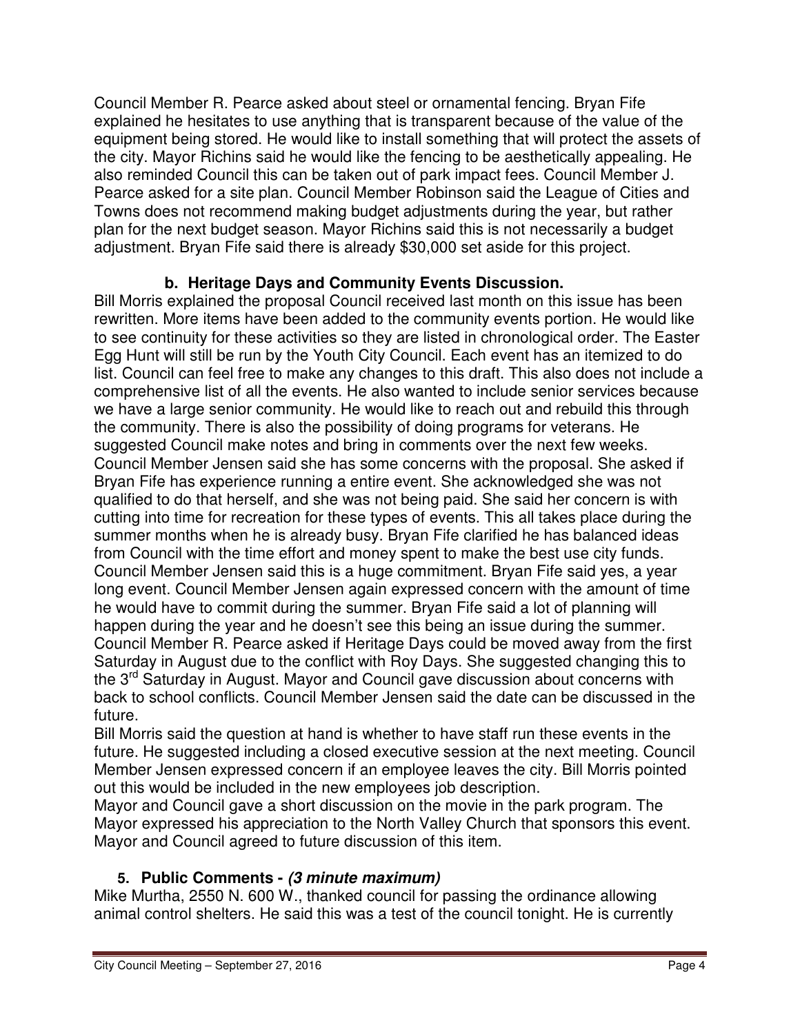Council Member R. Pearce asked about steel or ornamental fencing. Bryan Fife explained he hesitates to use anything that is transparent because of the value of the equipment being stored. He would like to install something that will protect the assets of the city. Mayor Richins said he would like the fencing to be aesthetically appealing. He also reminded Council this can be taken out of park impact fees. Council Member J. Pearce asked for a site plan. Council Member Robinson said the League of Cities and Towns does not recommend making budget adjustments during the year, but rather plan for the next budget season. Mayor Richins said this is not necessarily a budget adjustment. Bryan Fife said there is already $30,000 set aside for this project.

### b. Heritage Days and Community Events Discussion.

Bill Morris explained the proposal Council received last month on this issue has been rewritten. More items have been added to the community events portion. He would like to see continuity for these activities so they are listed in chronological order. The Easter Egg Hunt will still be run by the Youth City Council. Each event has an itemized to do list. Council can feel free to make any changes to this draft. This also does not include a comprehensive list of all the events. He also wanted to include senior services because we have a large senior community. He would like to reach out and rebuild this through the community. There is also the possibility of doing programs for veterans. He suggested Council make notes and bring in comments over the next few weeks. Council Member Jensen said she has some concerns with the proposal. She asked if Bryan Fife has experience running a entire event. She acknowledged she was not qualified to do that herself, and she was not being paid. She said her concern is with cutting into time for recreation for these types of events. This all takes place during the summer months when he is already busy. Bryan Fife clarified he has balanced ideas from Council with the time effort and money spent to make the best use city funds. Council Member Jensen said this is a huge commitment. Bryan Fife said yes, a year long event. Council Member Jensen again expressed concern with the amount of time he would have to commit during the summer. Bryan Fife said a lot of planning will happen during the year and he doesn't see this being an issue during the summer. Council Member R. Pearce asked if Heritage Days could be moved away from the first Saturday in August due to the conflict with Roy Days. She suggested changing this to the 3rd Saturday in August. Mayor and Council gave discussion about concerns with back to school conflicts. Council Member Jensen said the date can be discussed in the future.

Bill Morris said the question at hand is whether to have staff run these events in the future. He suggested including a closed executive session at the next meeting. Council Member Jensen expressed concern if an employee leaves the city. Bill Morris pointed out this would be included in the new employees job description.

Mayor and Council gave a short discussion on the movie in the park program. The Mayor expressed his appreciation to the North Valley Church that sponsors this event. Mayor and Council agreed to future discussion of this item.

### 5. Public Comments - *(3 minute maximum)*

Mike Murtha, 2550 N. 600 W., thanked council for passing the ordinance allowing animal control shelters. He said this was a test of the council tonight. He is currently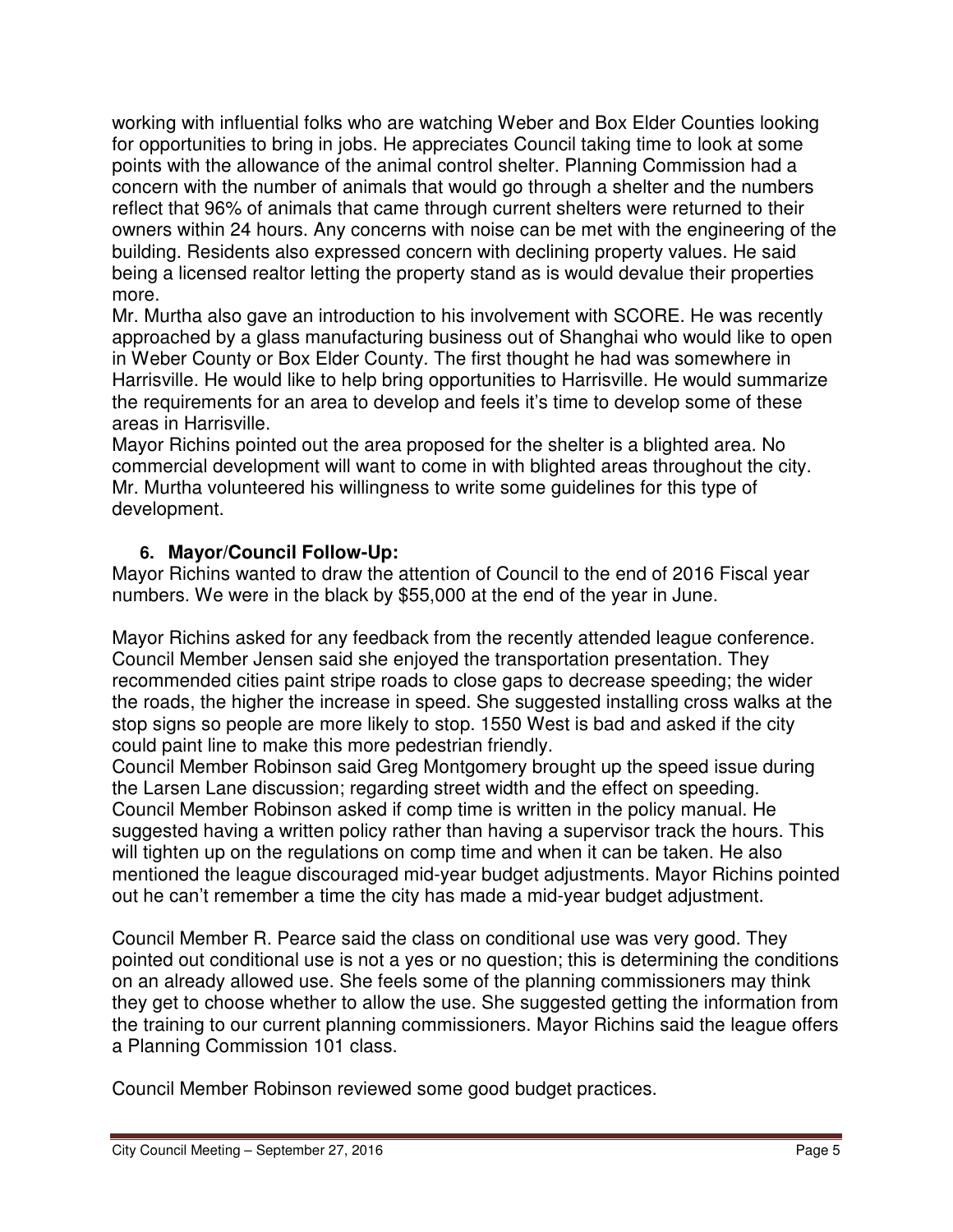working with influential folks who are watching Weber and Box Elder Counties looking for opportunities to bring in jobs. He appreciates Council taking time to look at some points with the allowance of the animal control shelter. Planning Commission had a concern with the number of animals that would go through a shelter and the numbers reflect that 96% of animals that came through current shelters were returned to their owners within 24 hours. Any concerns with noise can be met with the engineering of the building. Residents also expressed concern with declining property values. He said being a licensed realtor letting the property stand as is would devalue their properties more.

Mr. Murtha also gave an introduction to his involvement with SCORE. He was recently approached by a glass manufacturing business out of Shanghai who would like to open in Weber County or Box Elder County. The first thought he had was somewhere in Harrisville. He would like to help bring opportunities to Harrisville. He would summarize the requirements for an area to develop and feels it's time to develop some of these areas in Harrisville.

Mayor Richins pointed out the area proposed for the shelter is a blighted area. No commercial development will want to come in with blighted areas throughout the city. Mr. Murtha volunteered his willingness to write some guidelines for this type of development.

## 6. Mayor/Council Follow-Up:

Mayor Richins wanted to draw the attention of Council to the end of 2016 Fiscal year numbers. We were in the black by $55,000 at the end of the year in June.

Mayor Richins asked for any feedback from the recently attended league conference. Council Member Jensen said she enjoyed the transportation presentation. They recommended cities paint stripe roads to close gaps to decrease speeding; the wider the roads, the higher the increase in speed. She suggested installing cross walks at the stop signs so people are more likely to stop. 1550 West is bad and asked if the city could paint line to make this more pedestrian friendly.

Council Member Robinson said Greg Montgomery brought up the speed issue during the Larsen Lane discussion; regarding street width and the effect on speeding. Council Member Robinson asked if comp time is written in the policy manual. He suggested having a written policy rather than having a supervisor track the hours. This will tighten up on the regulations on comp time and when it can be taken. He also mentioned the league discouraged mid-year budget adjustments. Mayor Richins pointed out he can't remember a time the city has made a mid-year budget adjustment.

Council Member R. Pearce said the class on conditional use was very good. They pointed out conditional use is not a yes or no question; this is determining the conditions on an already allowed use. She feels some of the planning commissioners may think they get to choose whether to allow the use. She suggested getting the information from the training to our current planning commissioners. Mayor Richins said the league offers a Planning Commission 101 class.

Council Member Robinson reviewed some good budget practices.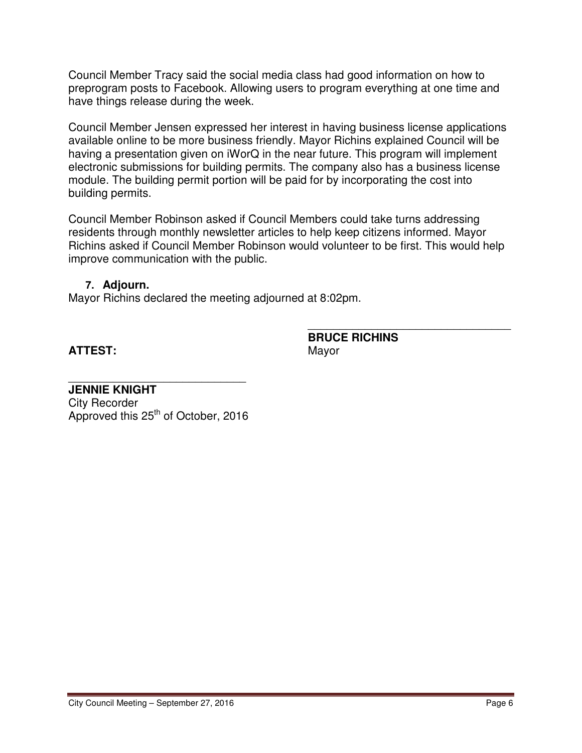Council Member Tracy said the social media class had good information on how to preprogram posts to Facebook. Allowing users to program everything at one time and have things release during the week.

Council Member Jensen expressed her interest in having business license applications available online to be more business friendly. Mayor Richins explained Council will be having a presentation given on iWorQ in the near future. This program will implement electronic submissions for building permits. The company also has a business license module. The building permit portion will be paid for by incorporating the cost into building permits.

Council Member Robinson asked if Council Members could take turns addressing residents through monthly newsletter articles to help keep citizens informed. Mayor Richins asked if Council Member Robinson would volunteer to be first. This would help improve communication with the public.

**7. Adjourn.**

Mayor Richins declared the meeting adjourned at 8:02pm.

___________________________________

**BRUCE RICHINS**
Mayor

**ATTEST:**

_____________________________

**JENNIE KNIGHT**
City Recorder
Approved this 25th of October, 2016